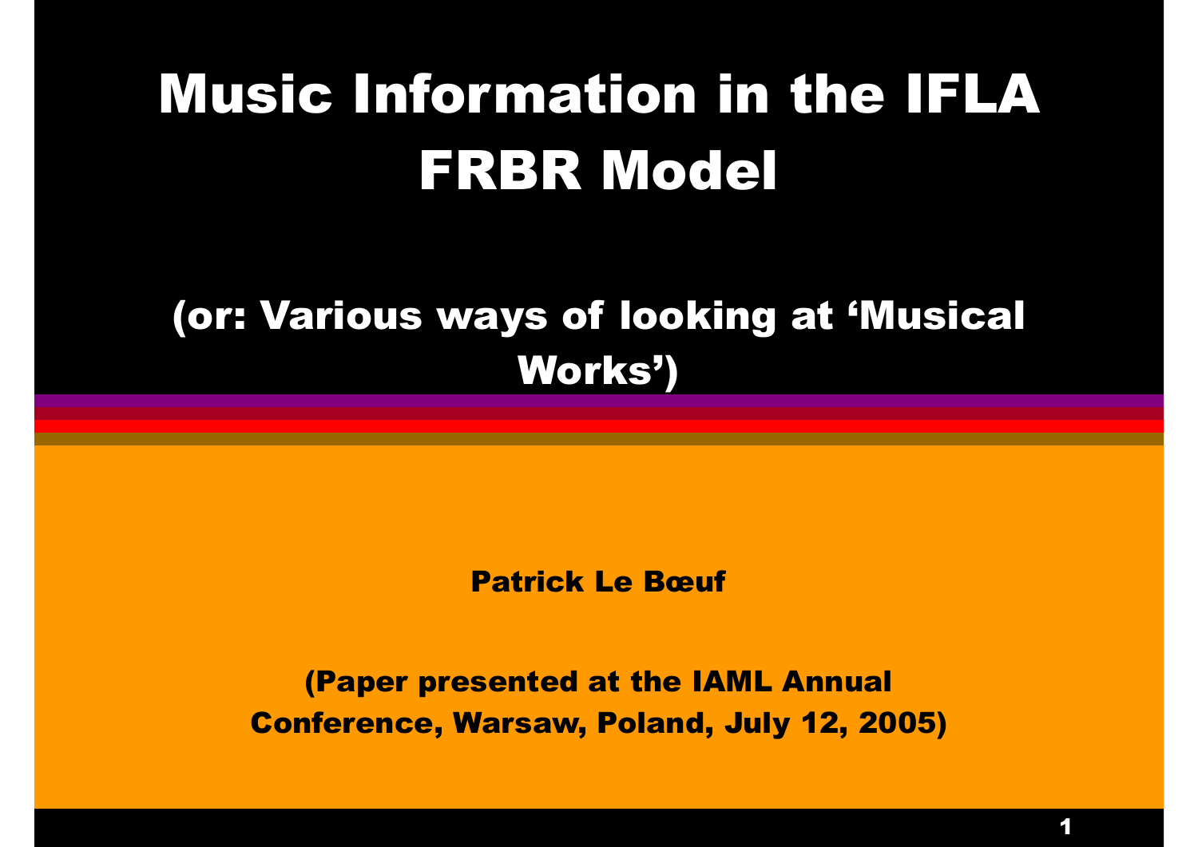# Music Information in the IFLA FRBR Model

## (or: Various ways of looking at 'Musical Works')

**Patrick Le Bœuf**

**(Paper presented at the IAML Annual Conference, Warsaw, Poland, July 12, 2005)**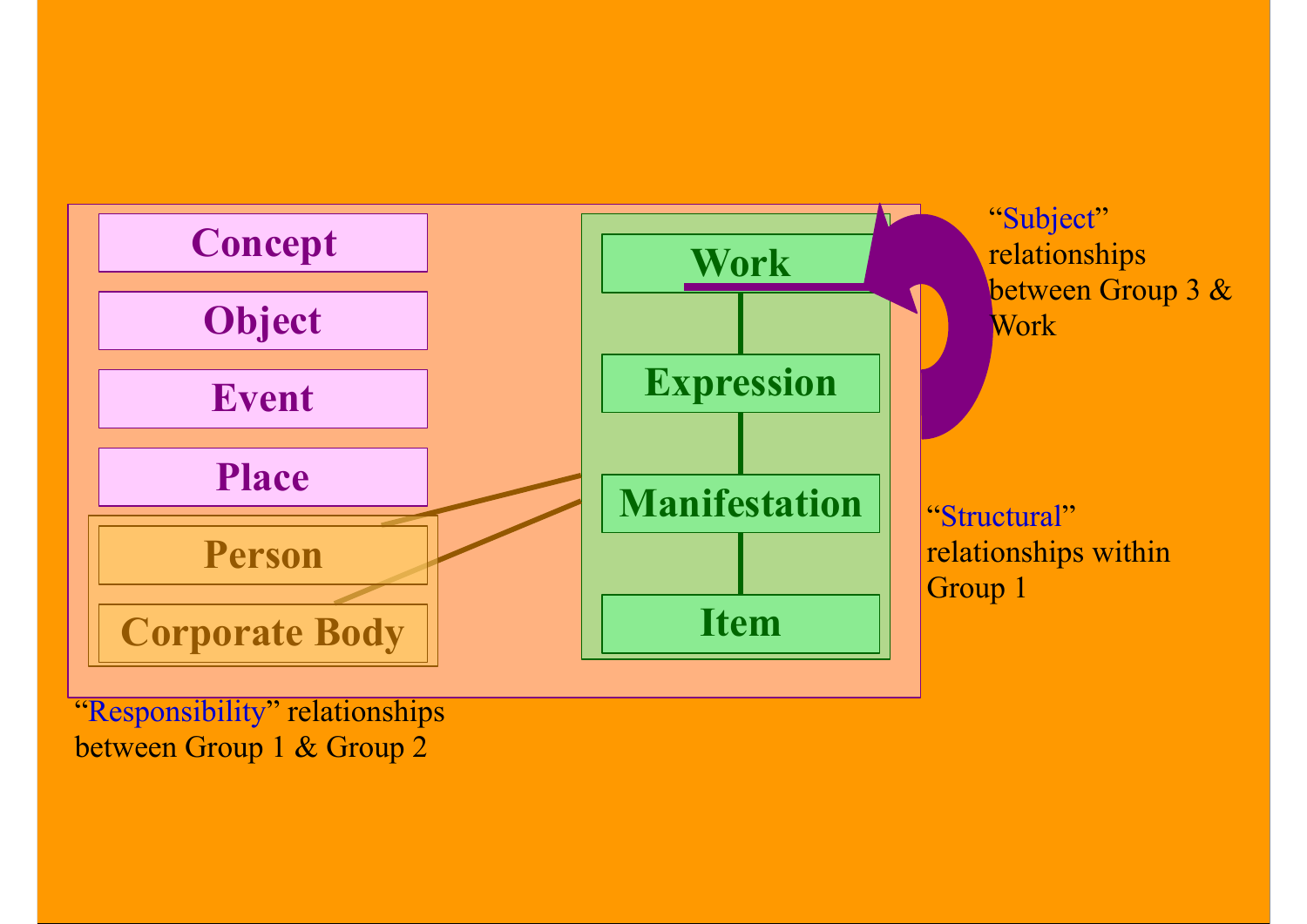Concept

Object

Event

Place

Person

Corporate Body

Work

Expression

Manifestation

Item

"Subject" relationships between Group 3 & Work

"Structural" relationships within Group 1

"Responsibility" relationships between Group 1 & Group 2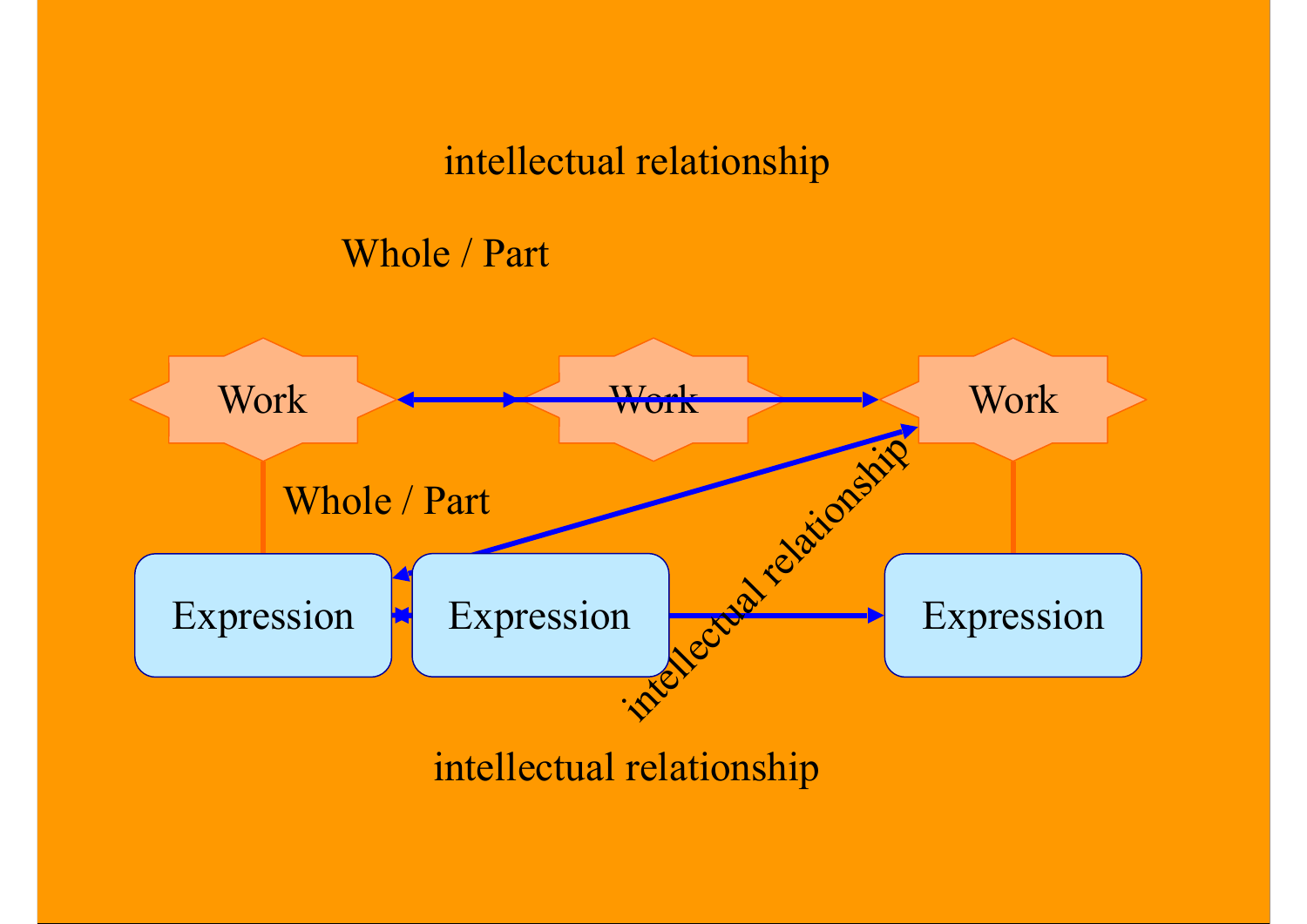intellectual relationship

Whole / Part

Work

Work

Work

Whole / Part

Expression

Expression

Expression

intellectual relationship

intellectual relationship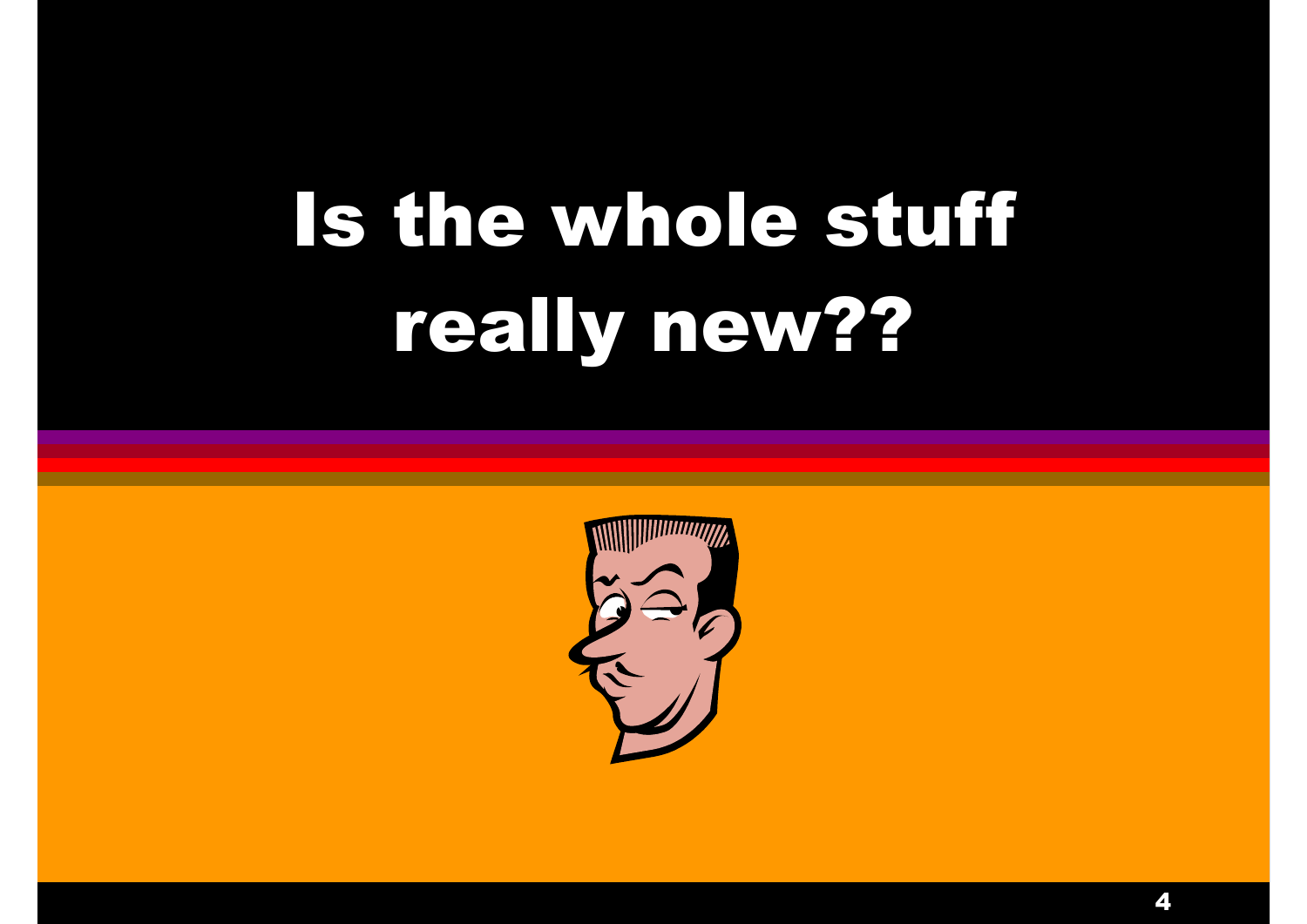# Is the whole stuff really new??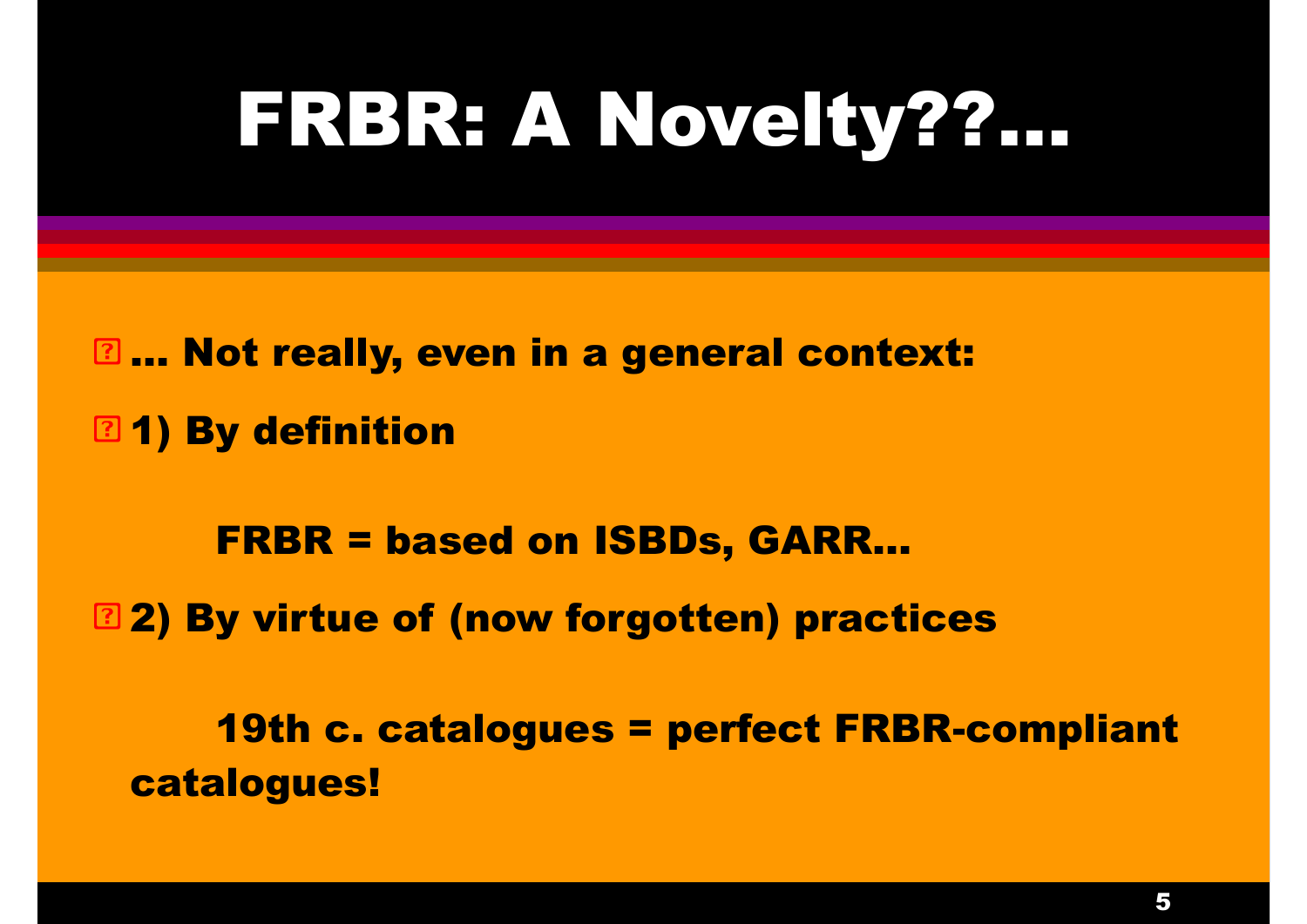# FRBR: A Novelty??...

- ... Not really, even in a general context:
- 1) By definition

  FRBR = based on ISBDs, GARR...

- 2) By virtue of (now forgotten) practices

  19th c. catalogues = perfect FRBR-compliant catalogues!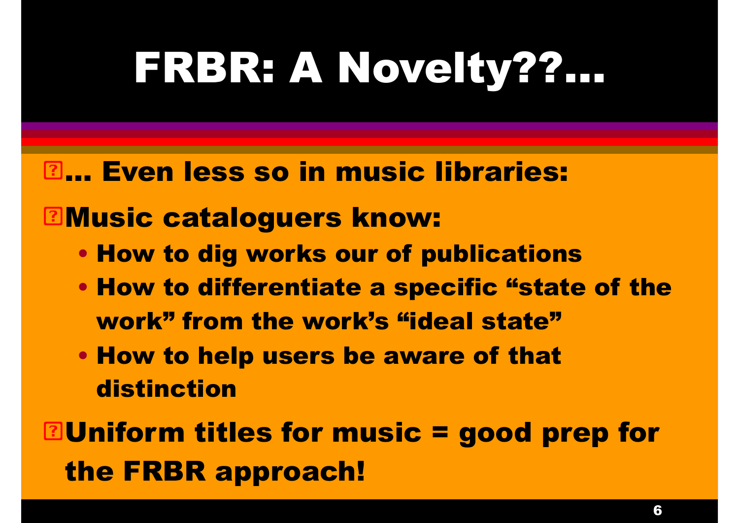# FRBR: A Novelty??...

- ... Even less so in music libraries:
- Music cataloguers know:
  - How to dig works our of publications
  - How to differentiate a specific "state of the work" from the work's "ideal state"
  - How to help users be aware of that distinction
- Uniform titles for music = good prep for the FRBR approach!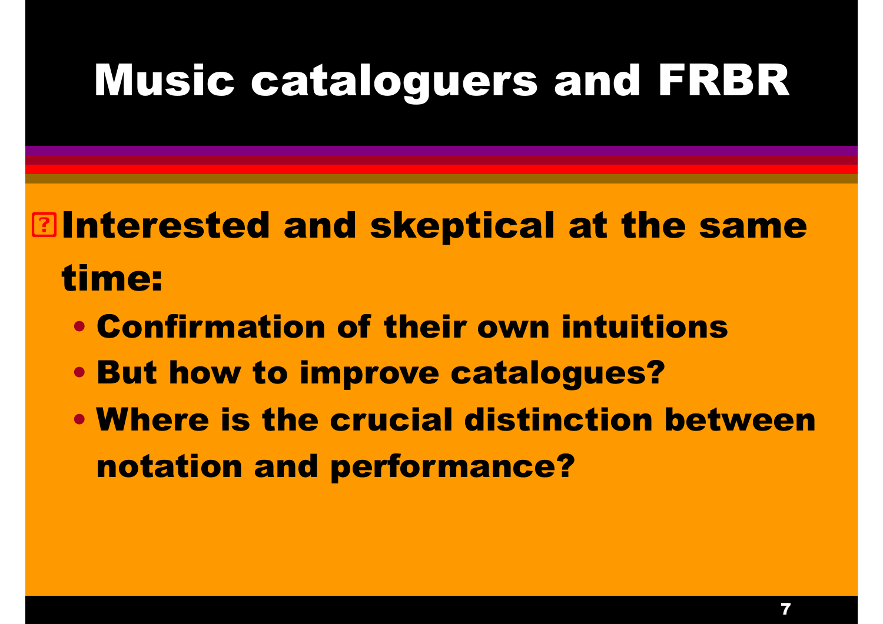# Music cataloguers and FRBR

- Interested and skeptical at the same time:
  - Confirmation of their own intuitions
  - But how to improve catalogues?
  - Where is the crucial distinction between notation and performance?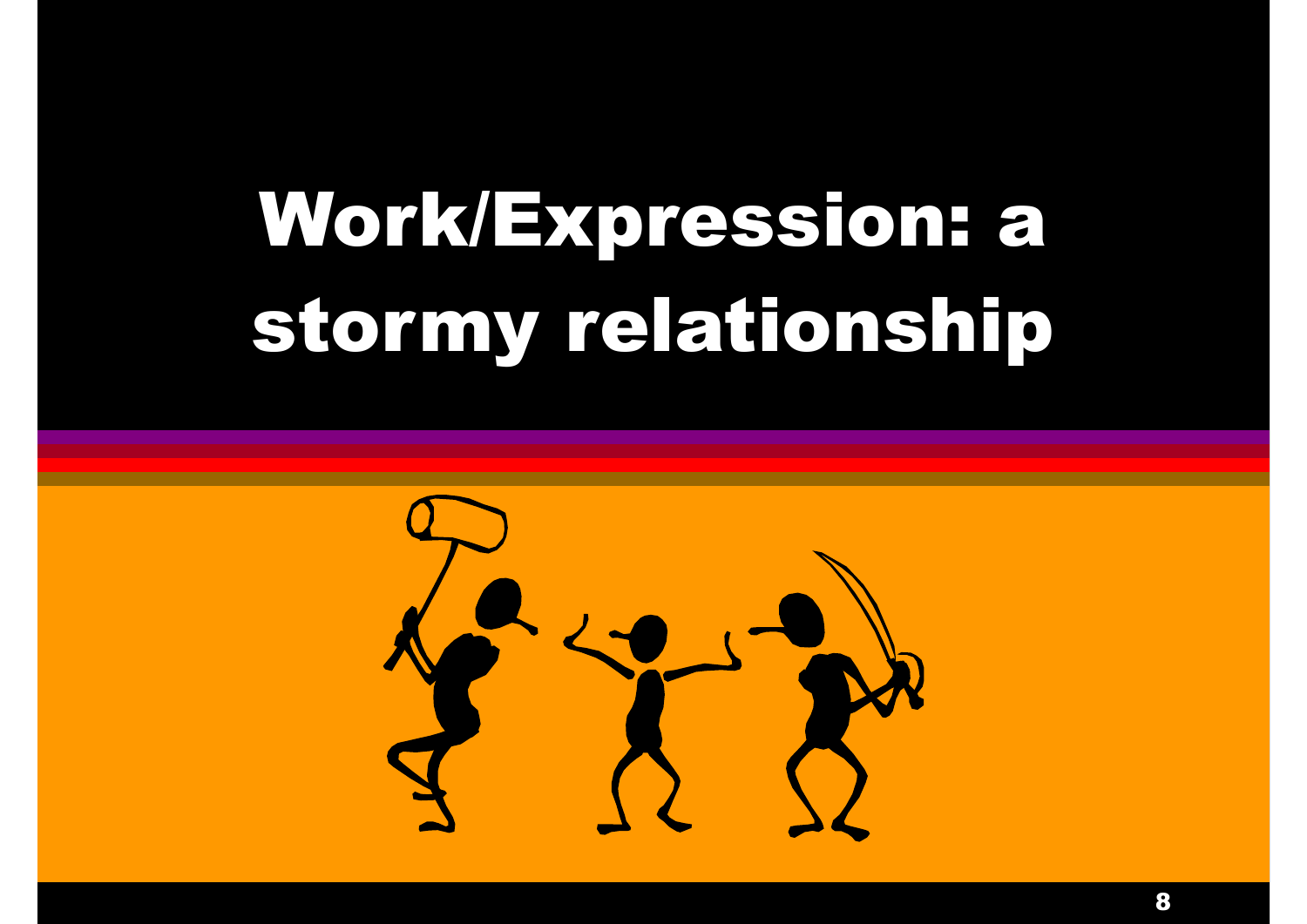# Work/Expression: a stormy relationship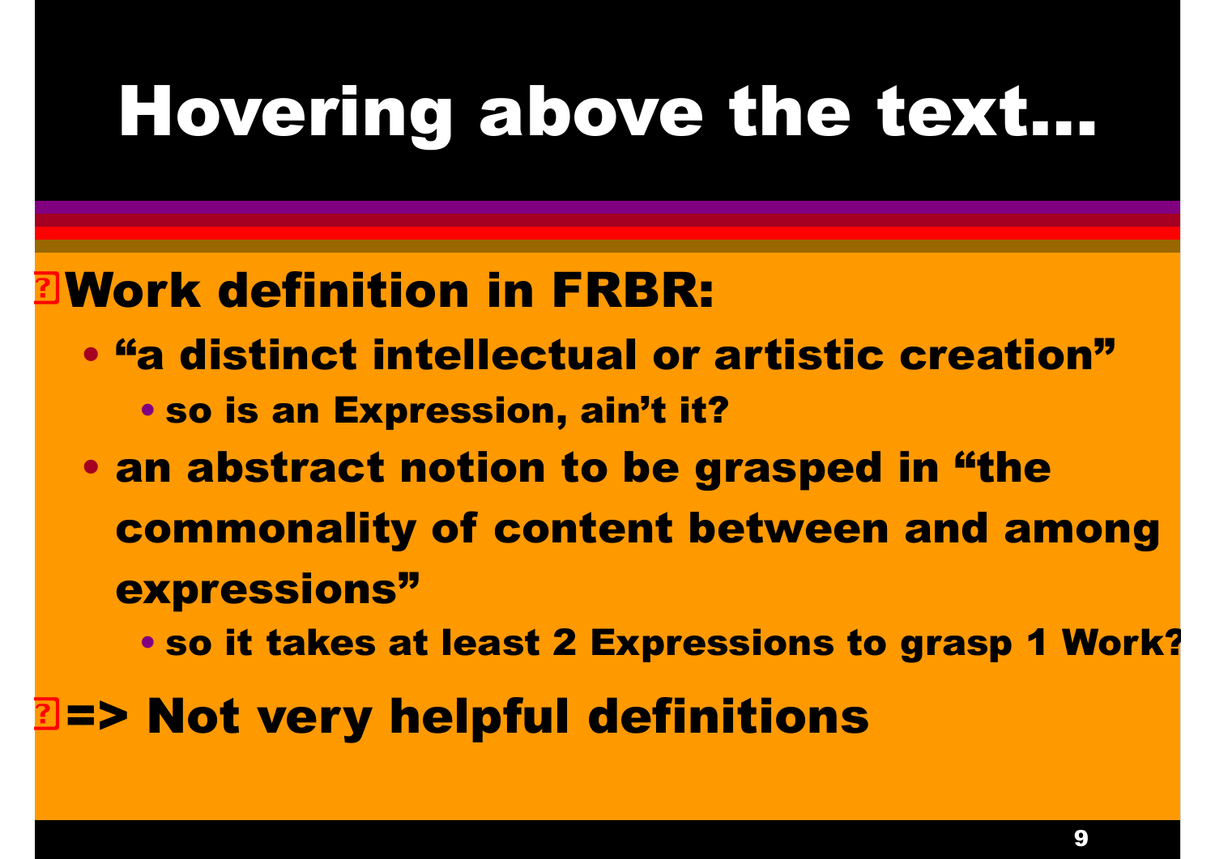# Hovering above the text…

- **Work definition in FRBR:**
  - **"a distinct intellectual or artistic creation"**
    - **so is an Expression, ain't it?**
  - **an abstract notion to be grasped in "the commonality of content between and among expressions"**
    - **so it takes at least 2 Expressions to grasp 1 Work?**
- **=> Not very helpful definitions**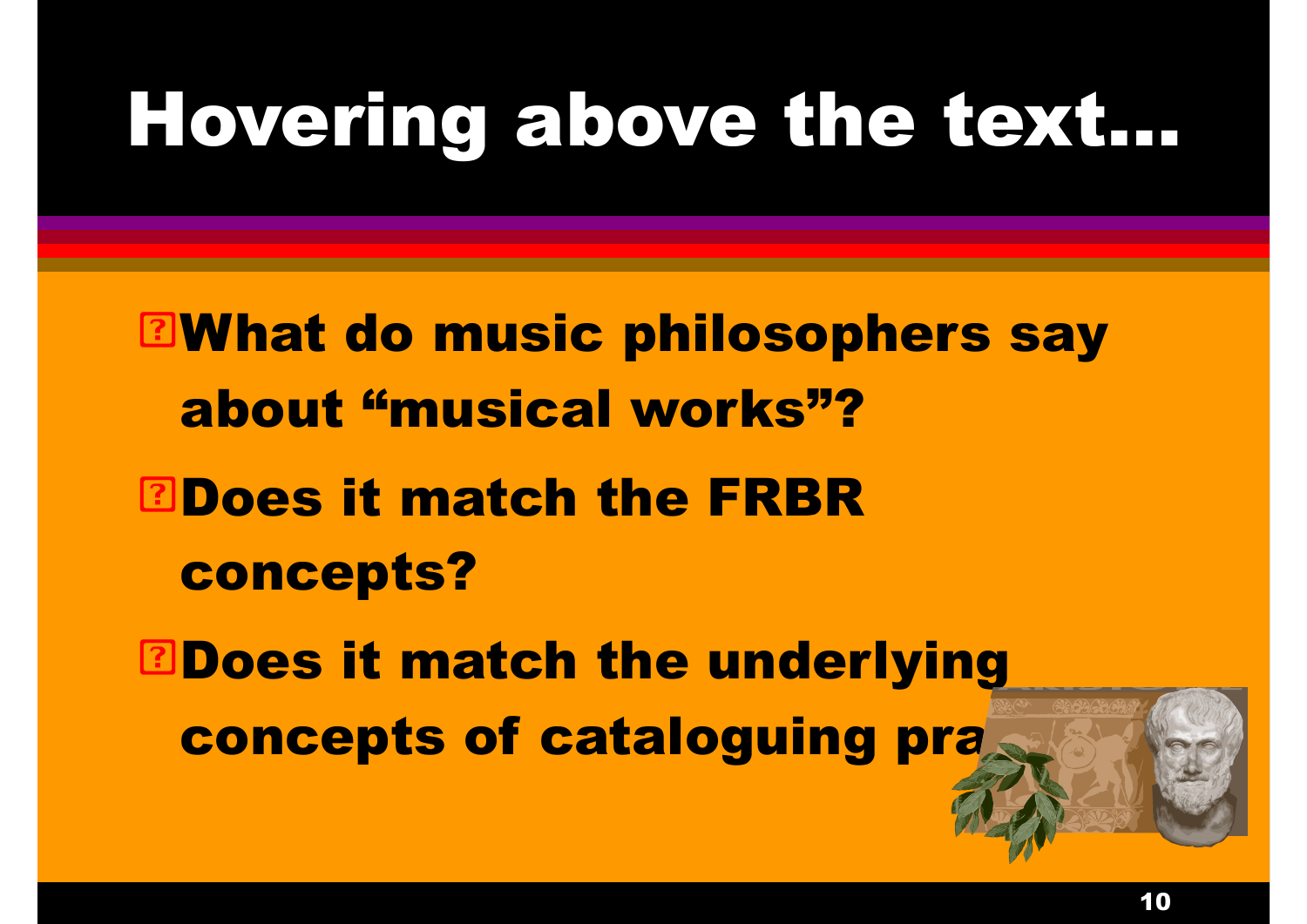# Hovering above the text...

- What do music philosophers say about "musical works"?
- Does it match the FRBR concepts?
- Does it match the underlying concepts of cataloguing pra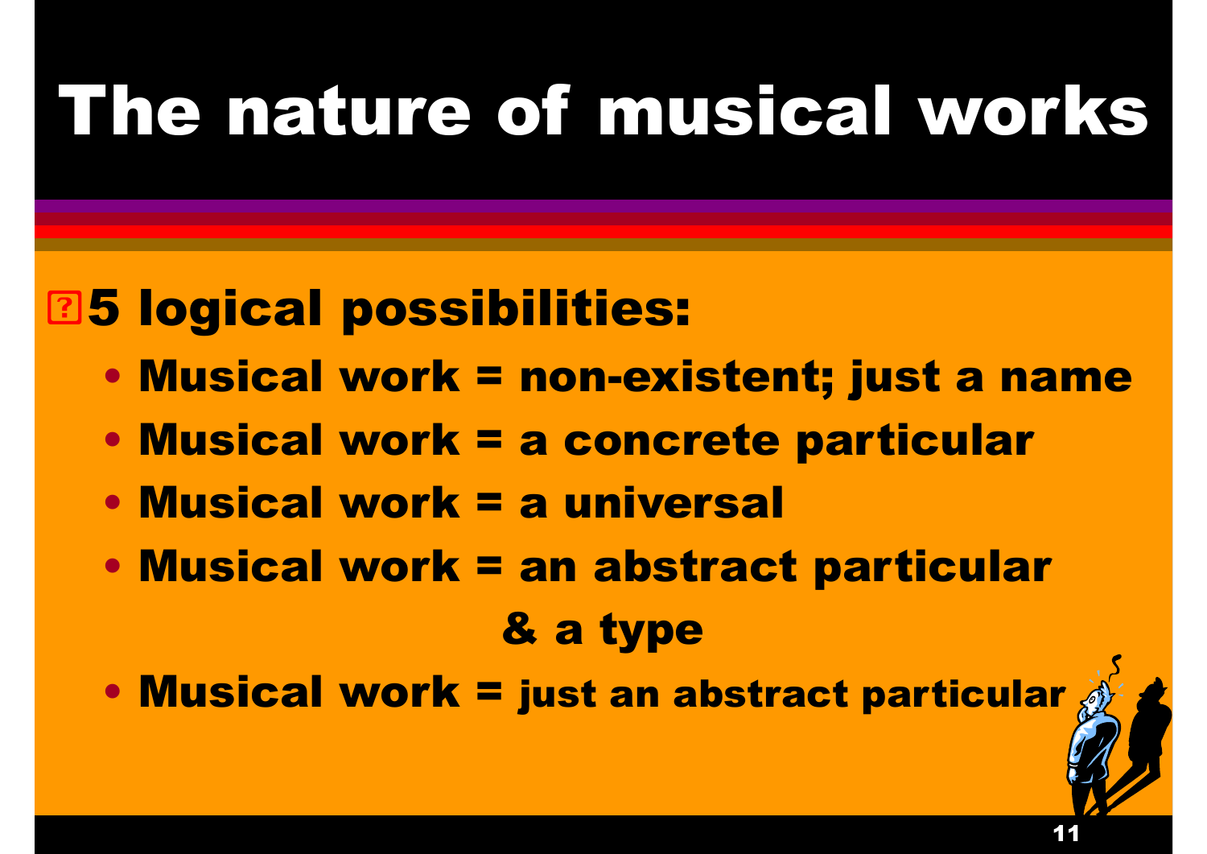# The nature of musical works

- **5 logical possibilities:**
  - **Musical work = non-existent; just a name**
  - **Musical work = a concrete particular**
  - **Musical work = a universal**
  - **Musical work = an abstract particular & a type**
  - **Musical work = just an abstract particular**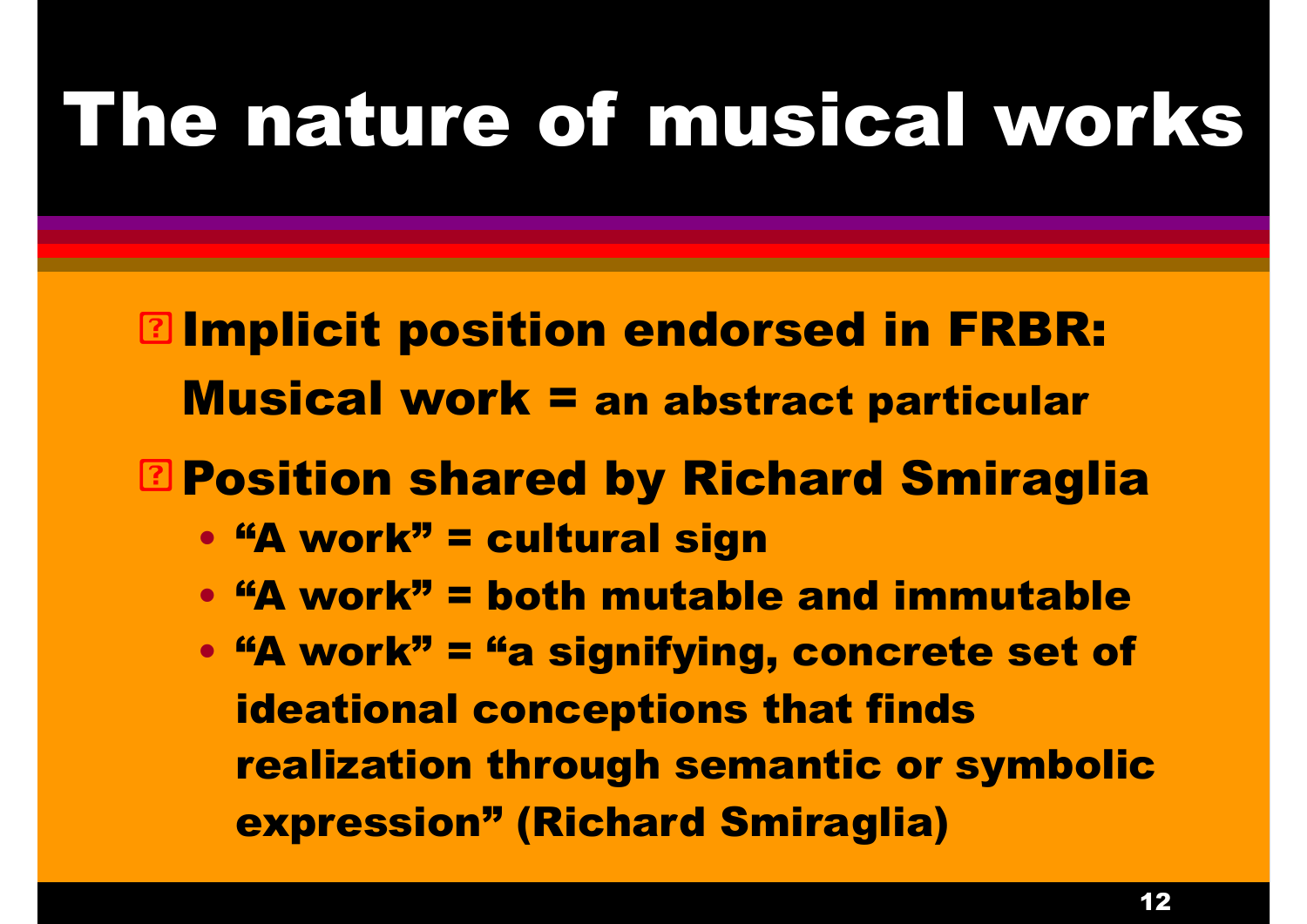# The nature of musical works

- **Implicit position endorsed in FRBR: Musical work = an abstract particular**
- **Position shared by Richard Smiraglia**
  - **"A work" = cultural sign**
  - **"A work" = both mutable and immutable**
  - **"A work" = "a signifying, concrete set of ideational conceptions that finds realization through semantic or symbolic expression" (Richard Smiraglia)**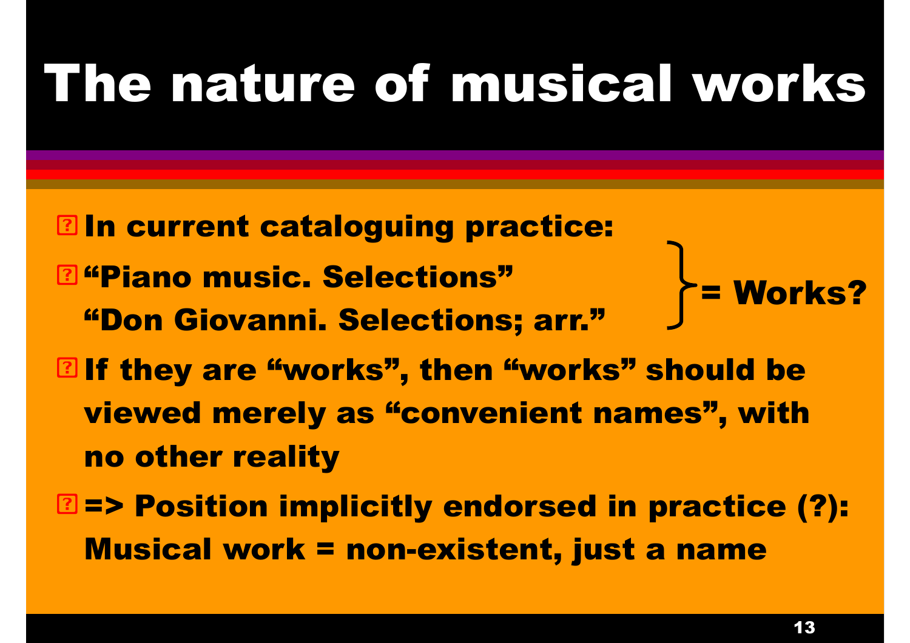# The nature of musical works

- In current cataloguing practice:
- "Piano music. Selections"
  "Don Giovanni. Selections; arr."
  } = Works?
- If they are "works", then "works" should be viewed merely as "convenient names", with no other reality
- => Position implicitly endorsed in practice (?): Musical work = non-existent, just a name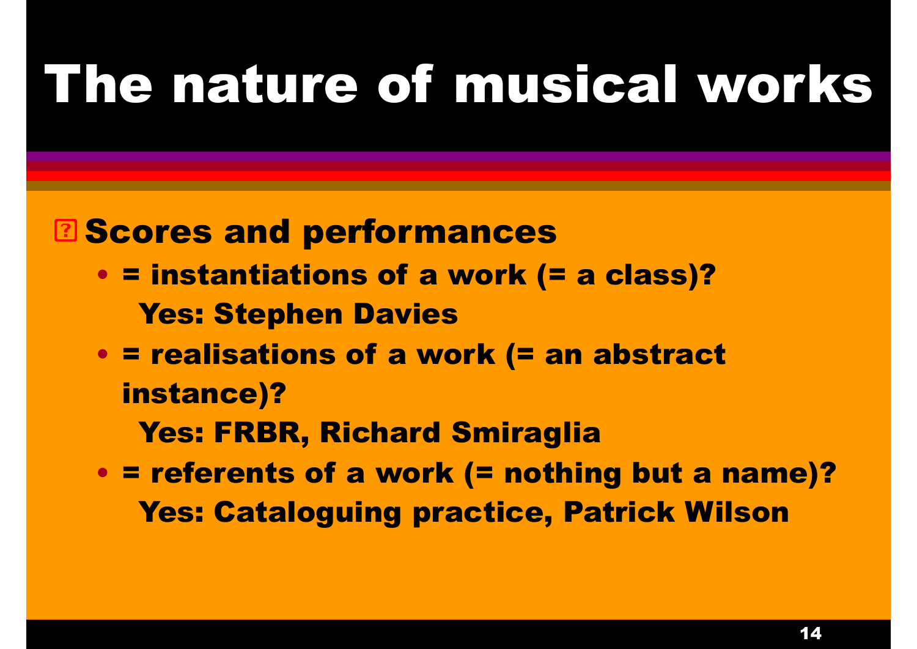# The nature of musical works

- **Scores and performances**
  - **= instantiations of a work (= a class)?**
    **Yes: Stephen Davies**
  - **= realisations of a work (= an abstract instance)?**
    **Yes: FRBR, Richard Smiraglia**
  - **= referents of a work (= nothing but a name)?**
    **Yes: Cataloguing practice, Patrick Wilson**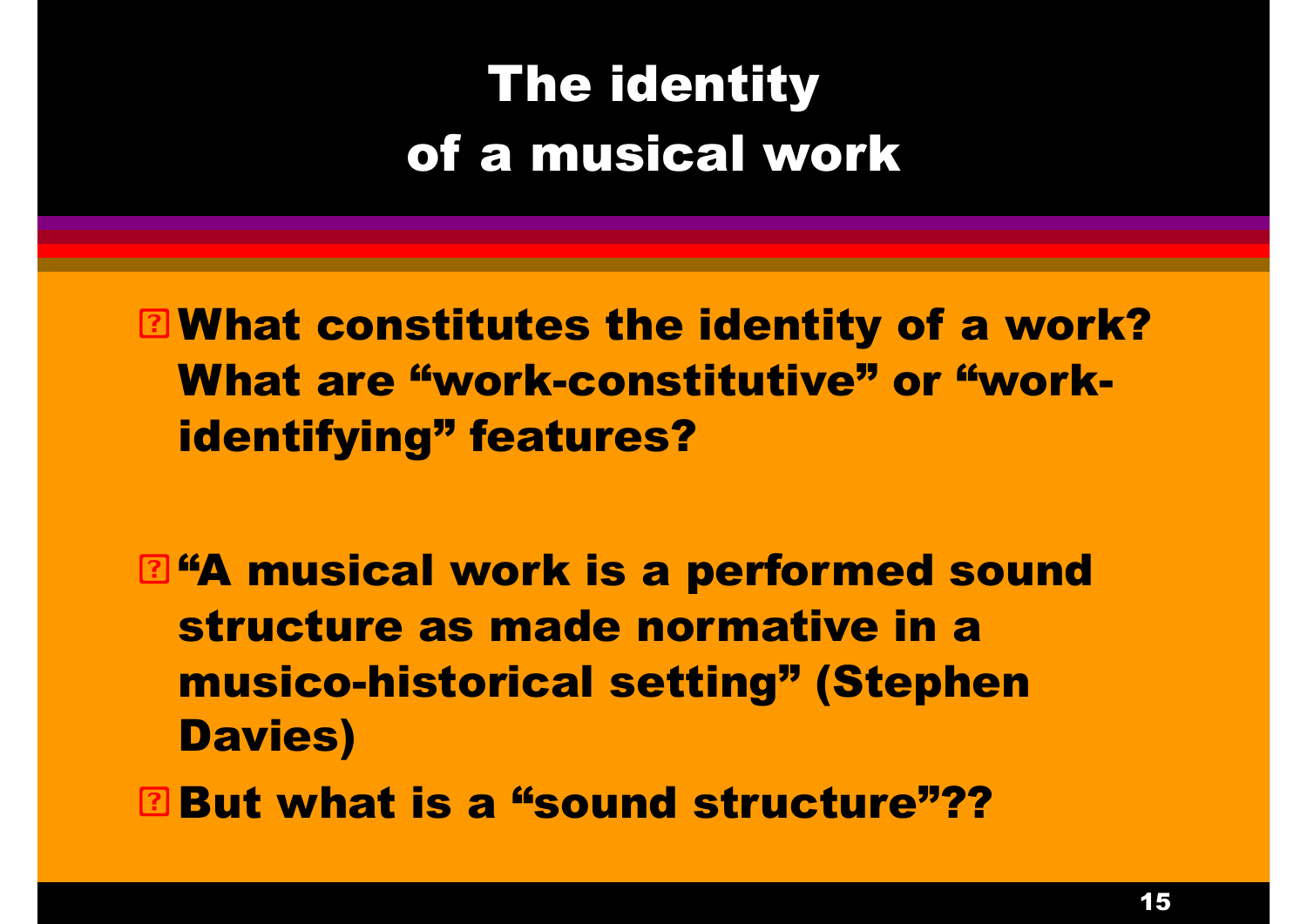# The identity of a musical work

- What constitutes the identity of a work? What are “work-constitutive” or “work-identifying” features?

- “A musical work is a performed sound structure as made normative in a musico-historical setting” (Stephen Davies)
- But what is a “sound structure”??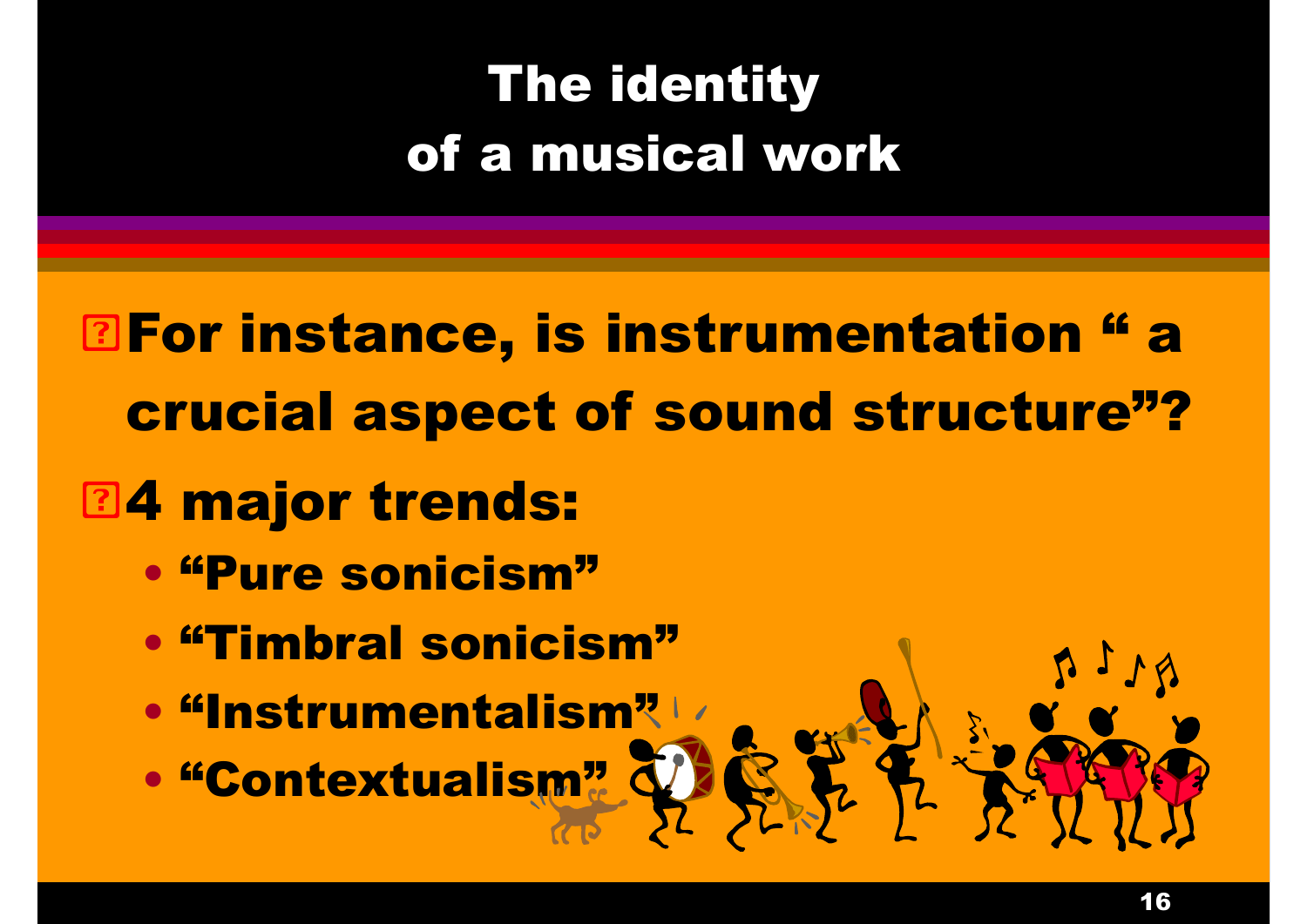# The identity of a musical work

- For instance, is instrumentation " a crucial aspect of sound structure"?
- 4 major trends:
  - "Pure sonicism"
  - "Timbral sonicism"
  - "Instrumentalism"
  - "Contextualism"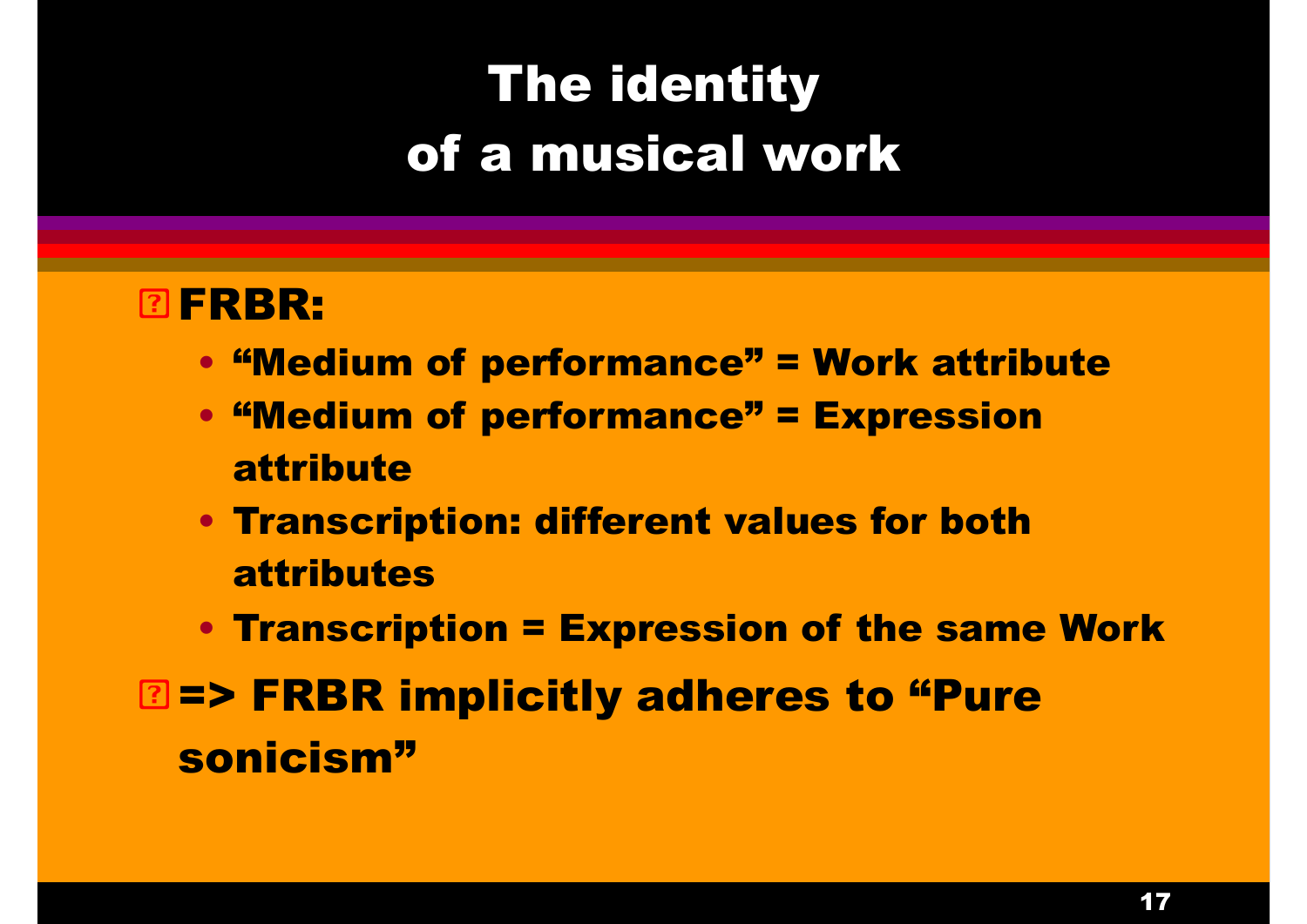# The identity of a musical work

- **FRBR:**
  - **“Medium of performance” = Work attribute**
  - **“Medium of performance” = Expression attribute**
  - **Transcription: different values for both attributes**
  - **Transcription = Expression of the same Work**
- **=> FRBR implicitly adheres to “Pure sonicism”**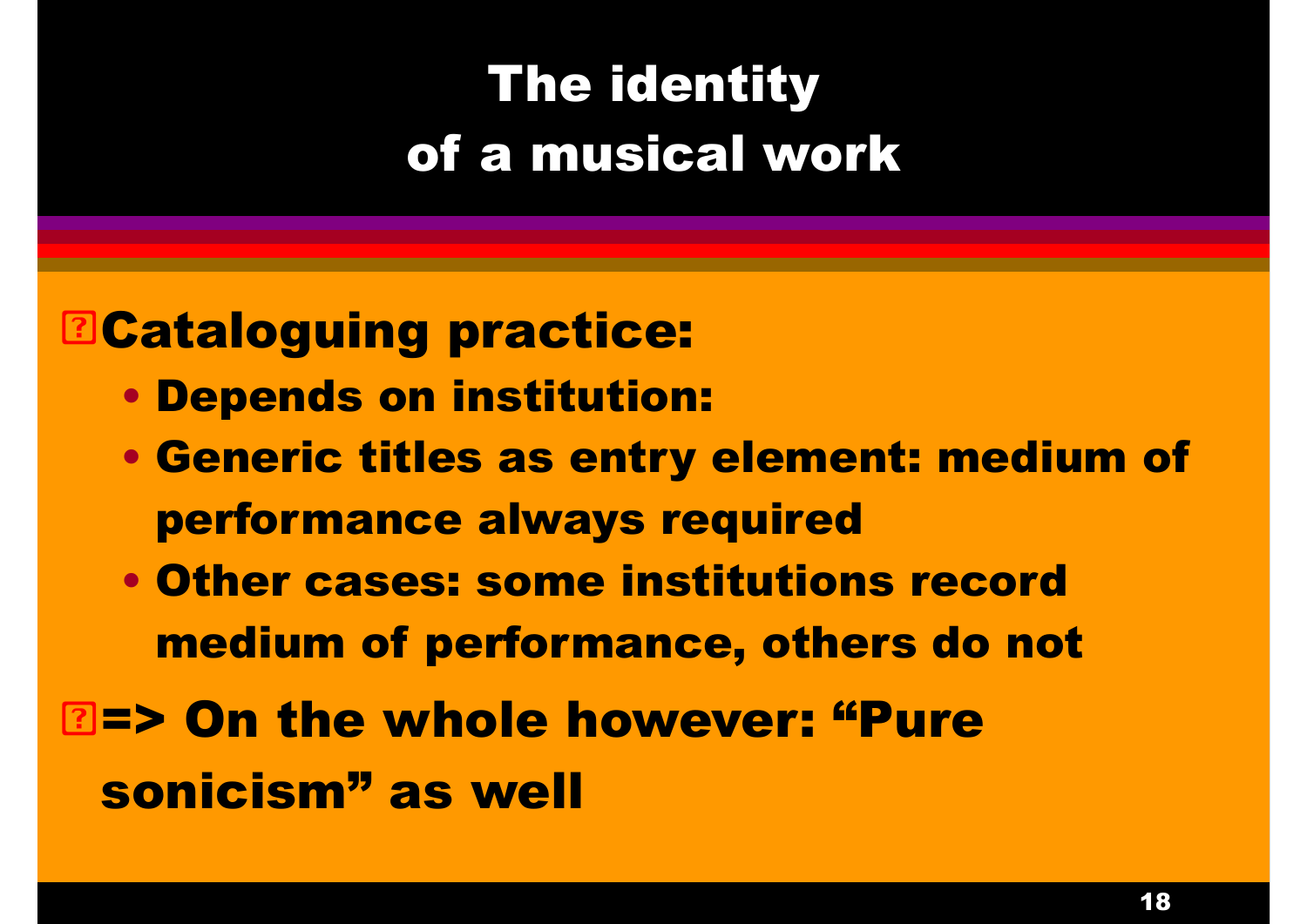# The identity of a musical work

- **Cataloguing practice:**
  - **Depends on institution:**
  - **Generic titles as entry element: medium of performance always required**
  - **Other cases: some institutions record medium of performance, others do not**
- **=> On the whole however: “Pure sonicism” as well**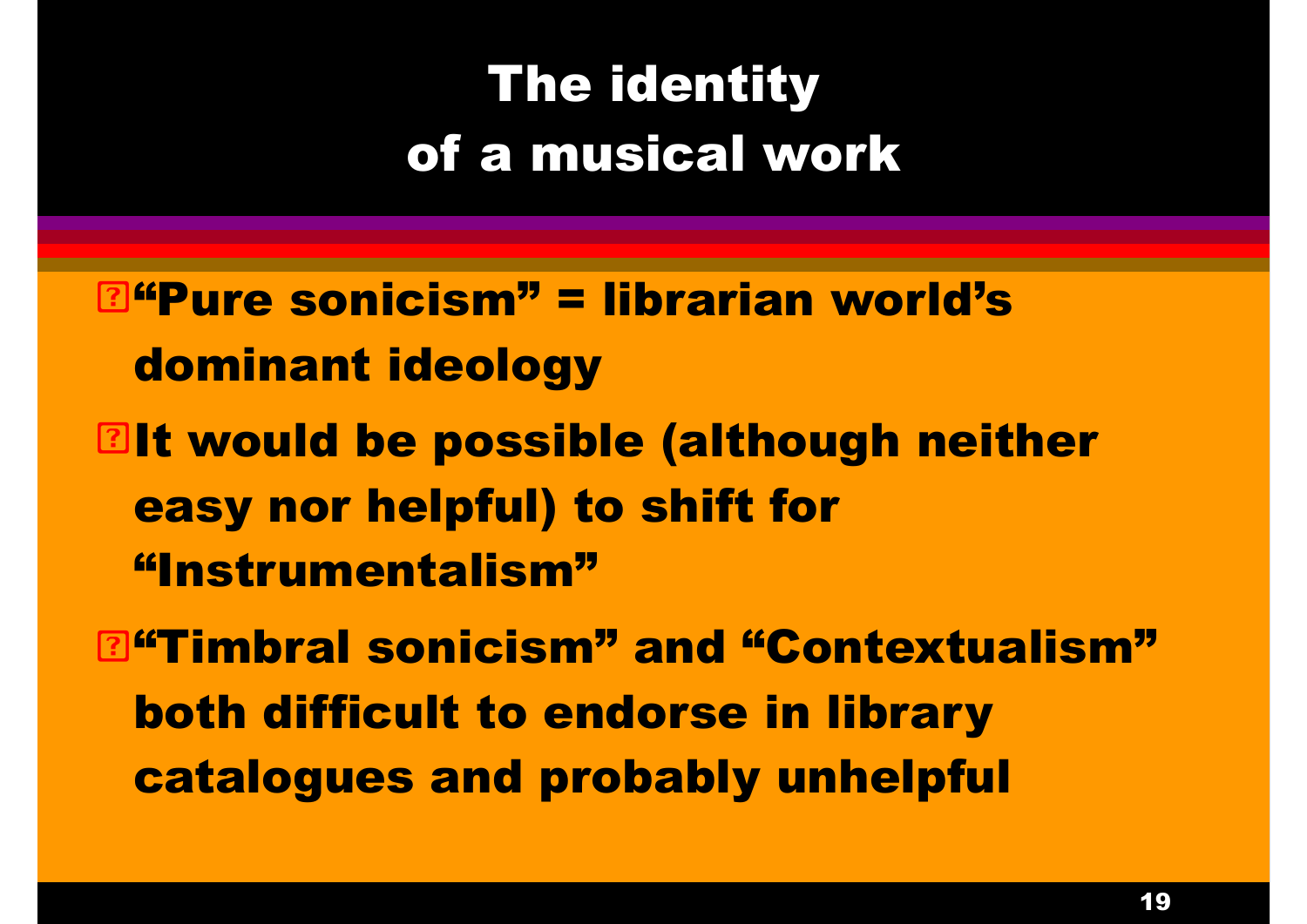# The identity of a musical work

- "Pure sonicism" = librarian world's dominant ideology
- It would be possible (although neither easy nor helpful) to shift for "Instrumentalism"
- "Timbral sonicism" and "Contextualism" both difficult to endorse in library catalogues and probably unhelpful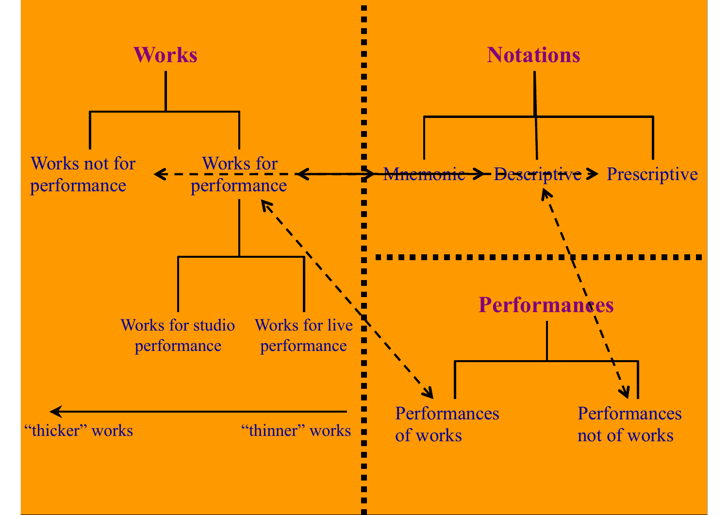Works

Works not for performance

Works for performance

Works for studio performance

Works for live performance

"thicker" works

"thinner" works

Notations

Mnemonic

Descriptive

Prescriptive

Performances

Performances of works

Performances not of works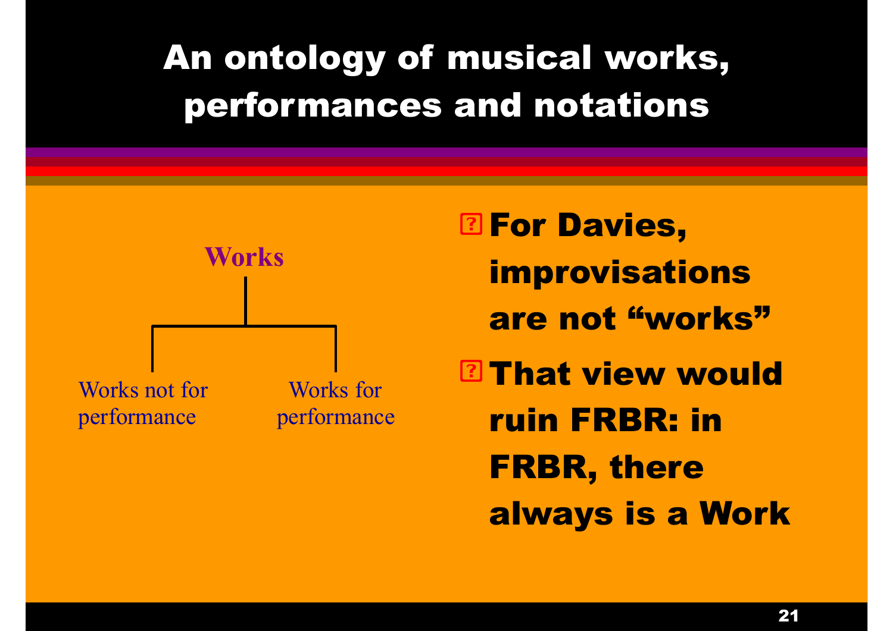# An ontology of musical works, performances and notations

Works

- Works not for performance
- Works for performance

- For Davies, improvisations are not “works”
- That view would ruin FRBR: in FRBR, there always is a Work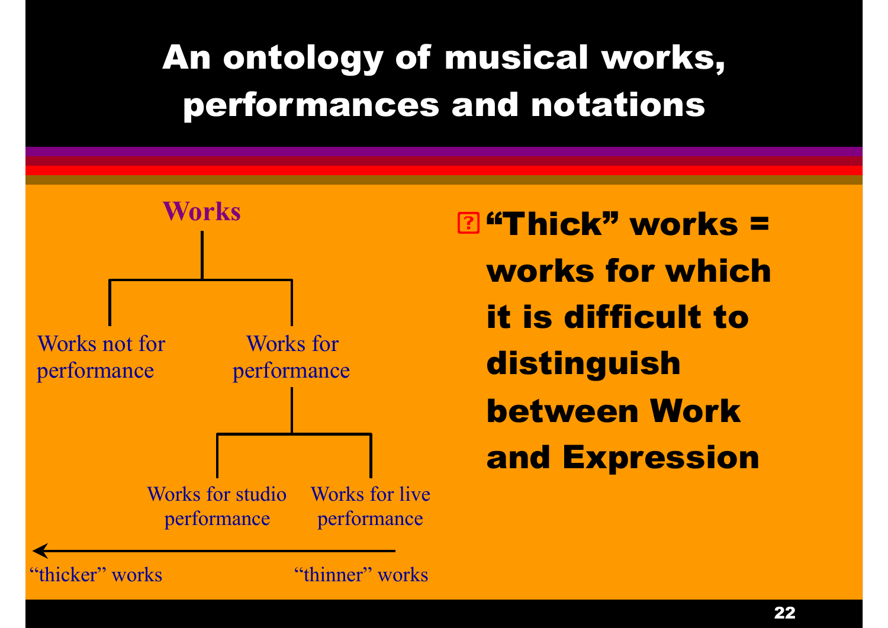# An ontology of musical works, performances and notations

- Works
  - Works not for performance
  - Works for performance
    - Works for studio performance
    - Works for live performance

← "thicker" works — "thinner" works

- **"Thick" works = works for which it is difficult to distinguish between Work and Expression**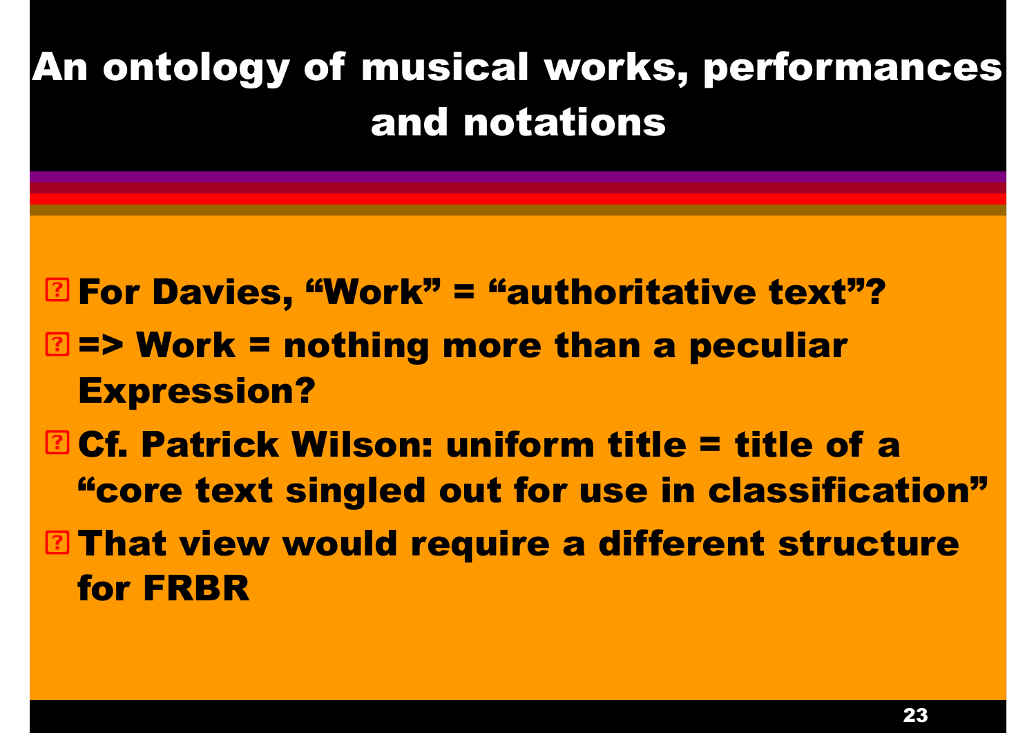# An ontology of musical works, performances and notations

- For Davies, "Work" = "authoritative text"?
- => Work = nothing more than a peculiar Expression?
- Cf. Patrick Wilson: uniform title = title of a "core text singled out for use in classification"
- That view would require a different structure for FRBR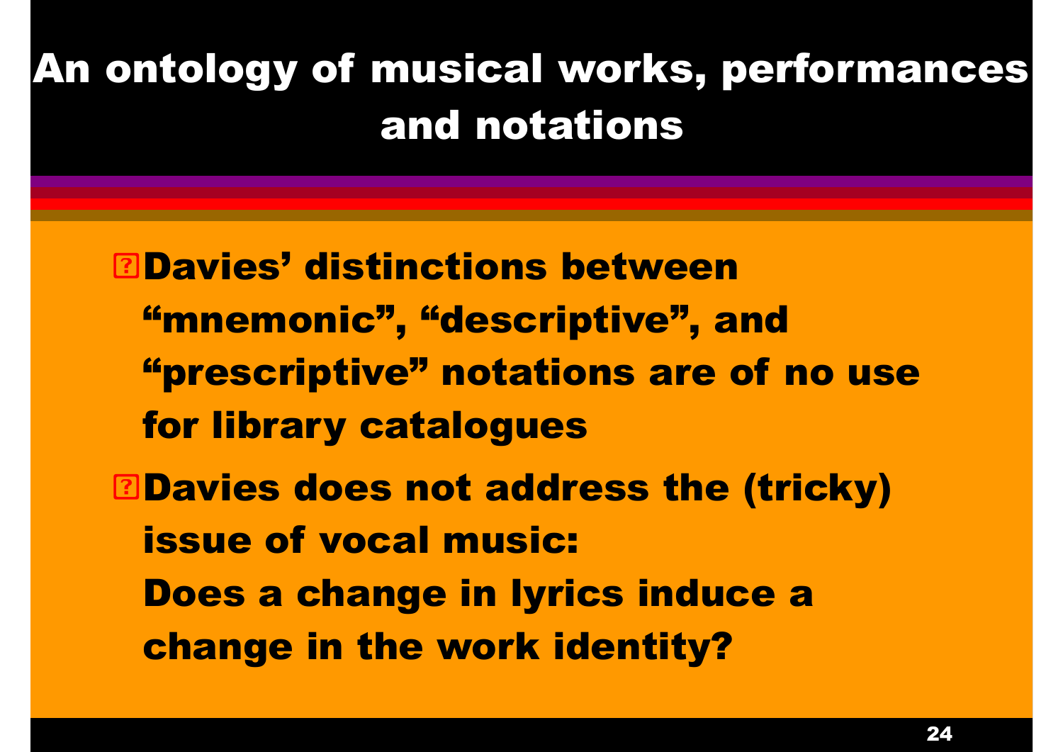# An ontology of musical works, performances and notations

- Davies' distinctions between "mnemonic", "descriptive", and "prescriptive" notations are of no use for library catalogues
- Davies does not address the (tricky) issue of vocal music:
  Does a change in lyrics induce a change in the work identity?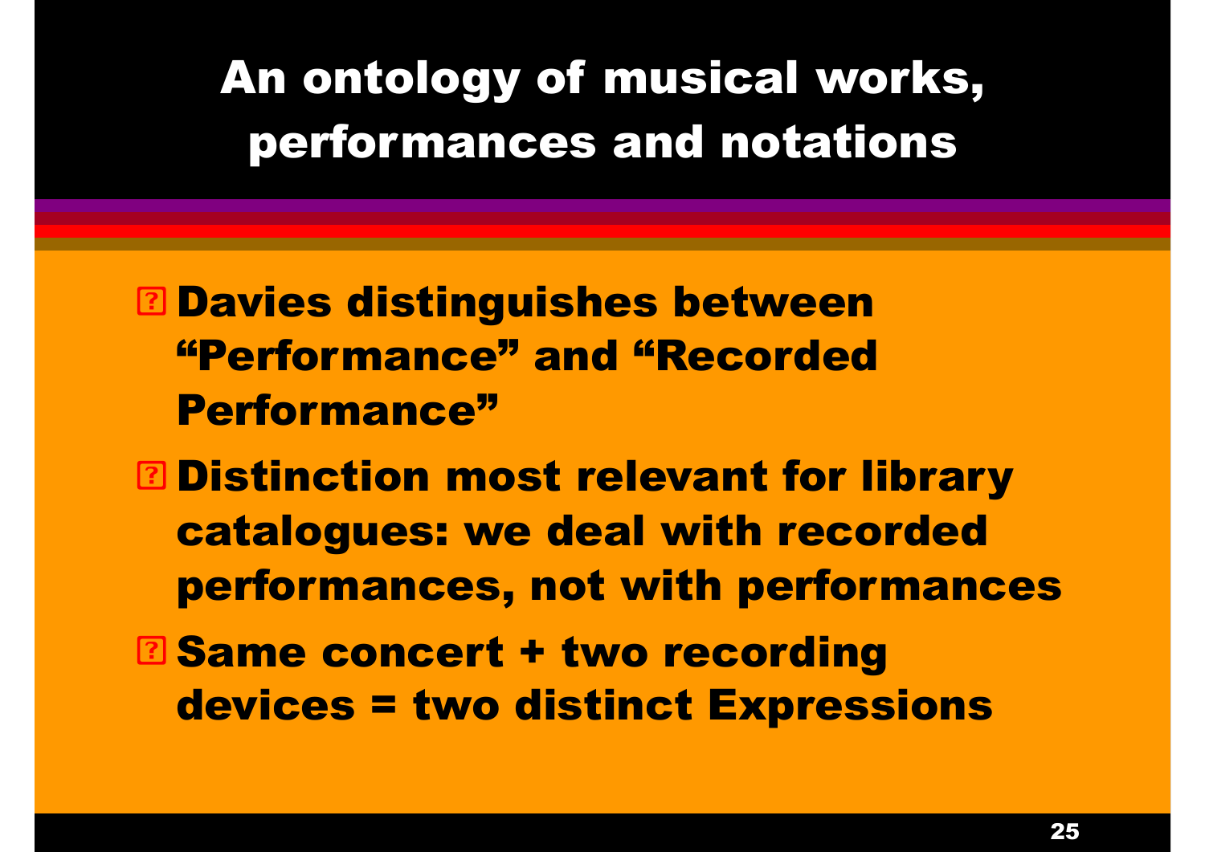# An ontology of musical works, performances and notations

- Davies distinguishes between “Performance” and “Recorded Performance”
- Distinction most relevant for library catalogues: we deal with recorded performances, not with performances
- Same concert + two recording devices = two distinct Expressions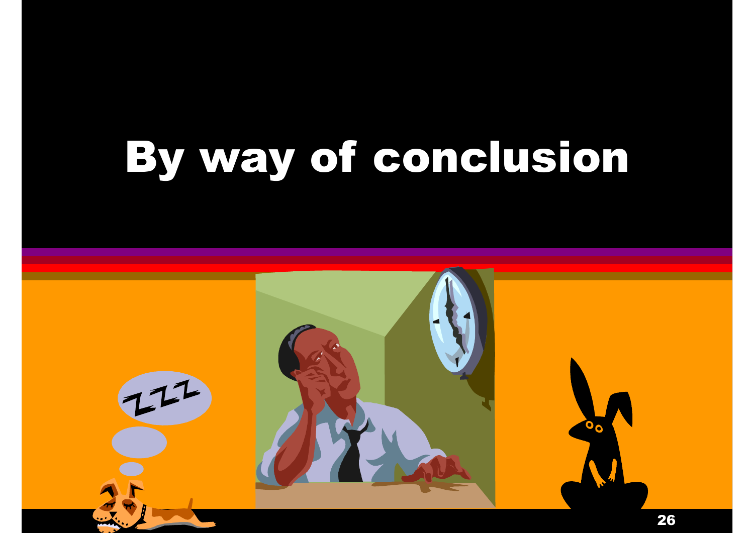# By way of conclusion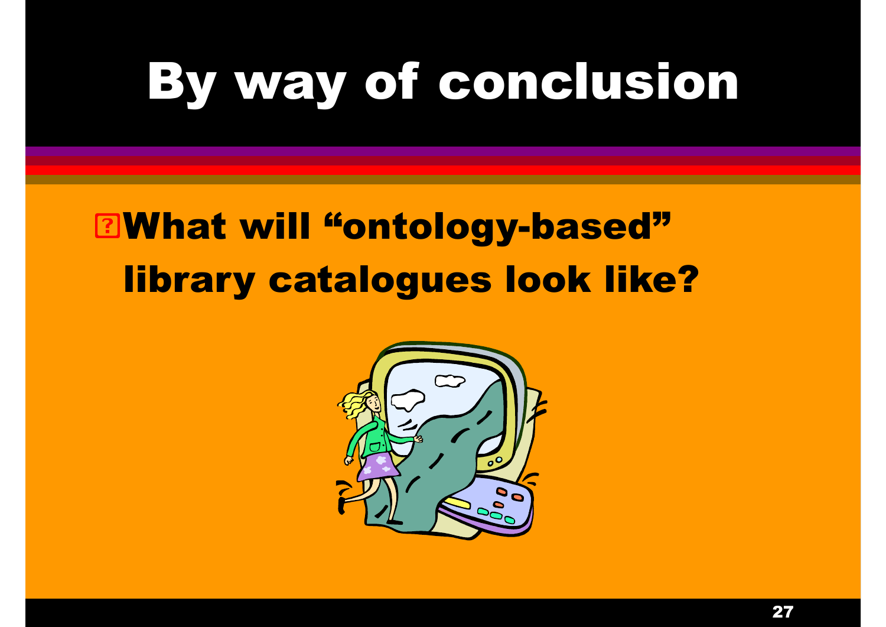# By way of conclusion

- What will "ontology-based" library catalogues look like?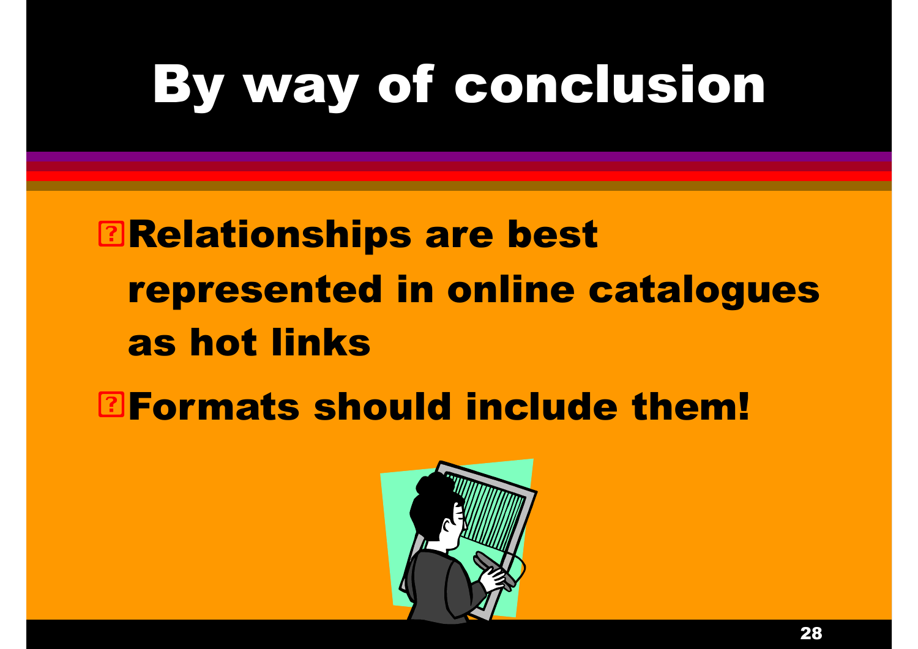# By way of conclusion

- Relationships are best represented in online catalogues as hot links
- Formats should include them!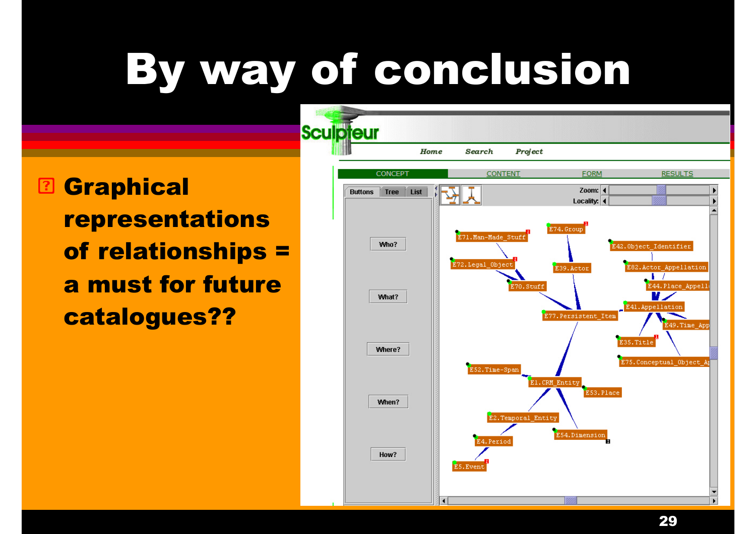# By way of conclusion

- **Graphical representations of relationships = a must for future catalogues??**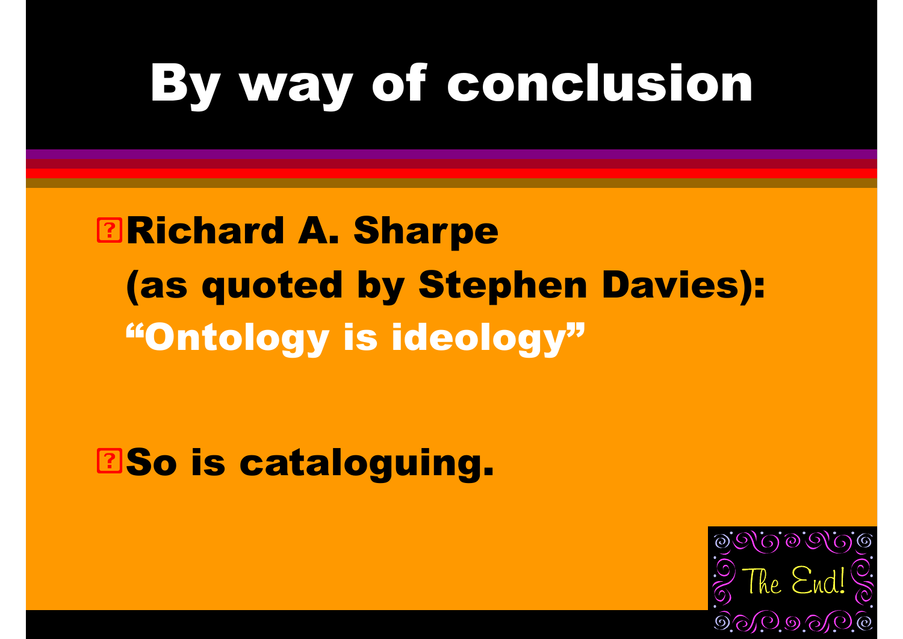# By way of conclusion

- Richard A. Sharpe (as quoted by Stephen Davies): "Ontology is ideology"
- So is cataloguing.

The End!